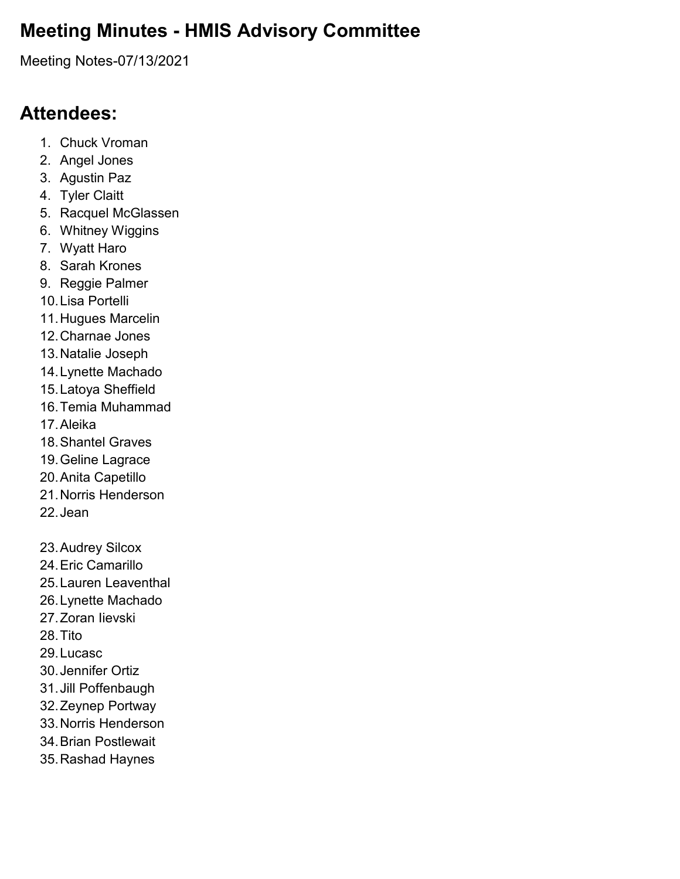# Meeting Minutes - HMIS Advisory Committee

Meeting Notes-07/13/2021

## Attendees:

1. Chuck Vroman
2. Angel Jones
3. Agustin Paz
4. Tyler Claitt
5. Racquel McGlassen
6. Whitney Wiggins
7. Wyatt Haro
8. Sarah Krones
9. Reggie Palmer
10. Lisa Portelli
11. Hugues Marcelin
12. Charnae Jones
13. Natalie Joseph
14. Lynette Machado
15. Latoya Sheffield
16. Temia Muhammad
17. Aleika
18. Shantel Graves
19. Geline Lagrace
20. Anita Capetillo
21. Norris Henderson
22. Jean

23. Audrey Silcox
24. Eric Camarillo
25. Lauren Leaventhal
26. Lynette Machado
27. Zoran Iievski
28. Tito
29. Lucasc
30. Jennifer Ortiz
31. Jill Poffenbaugh
32. Zeynep Portway
33. Norris Henderson
34. Brian Postlewait
35. Rashad Haynes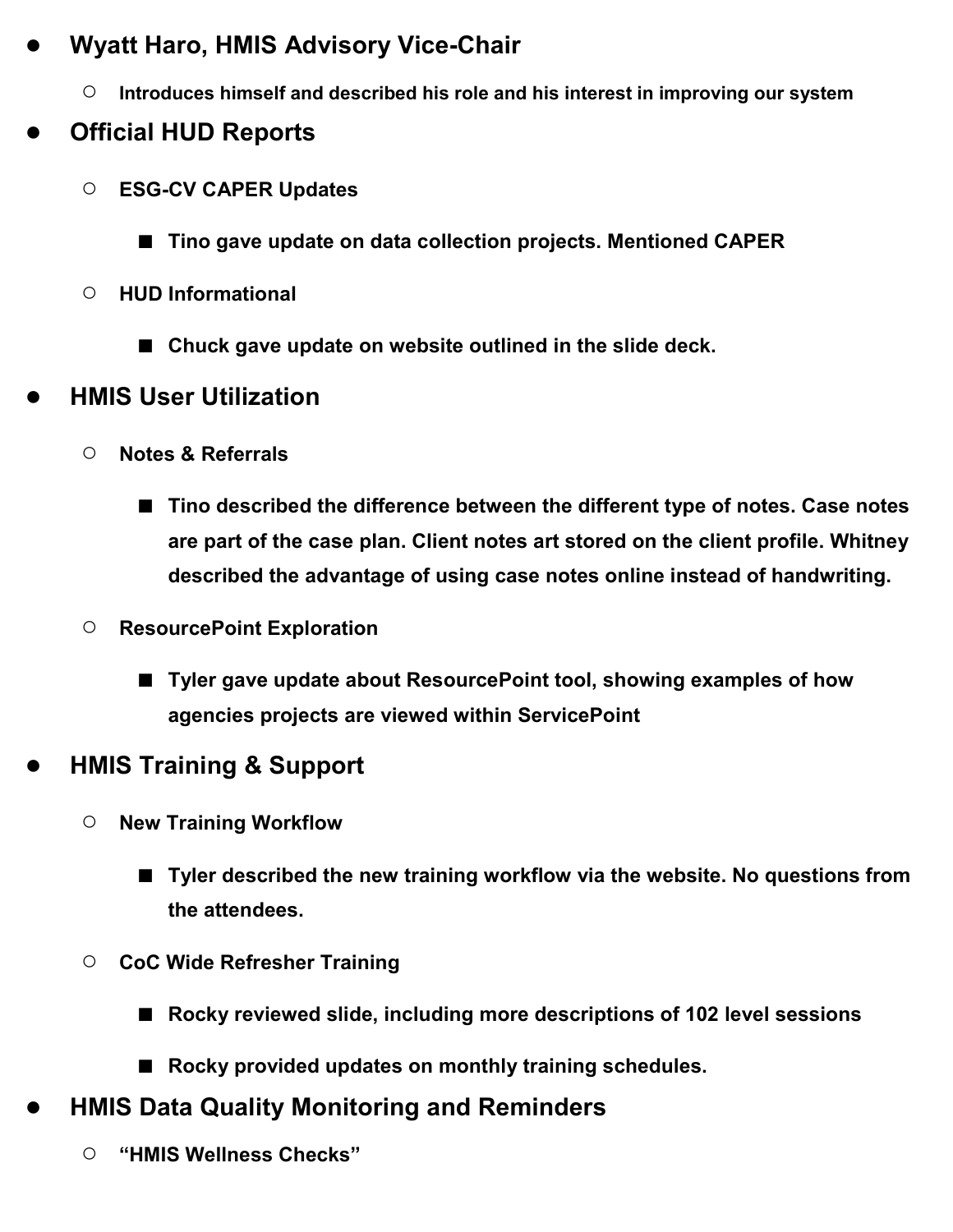- **Wyatt Haro, HMIS Advisory Vice-Chair**
  - **Introduces himself and described his role and his interest in improving our system**
- **Official HUD Reports**
  - **ESG-CV CAPER Updates**
    - **Tino gave update on data collection projects. Mentioned CAPER**
  - **HUD Informational**
    - **Chuck gave update on website outlined in the slide deck.**
- **HMIS User Utilization**
  - **Notes & Referrals**
    - **Tino described the difference between the different type of notes. Case notes are part of the case plan. Client notes art stored on the client profile. Whitney described the advantage of using case notes online instead of handwriting.**
  - **ResourcePoint Exploration**
    - **Tyler gave update about ResourcePoint tool, showing examples of how agencies projects are viewed within ServicePoint**
- **HMIS Training & Support**
  - **New Training Workflow**
    - **Tyler described the new training workflow via the website. No questions from the attendees.**
  - **CoC Wide Refresher Training**
    - **Rocky reviewed slide, including more descriptions of 102 level sessions**
    - **Rocky provided updates on monthly training schedules.**
- **HMIS Data Quality Monitoring and Reminders**
  - **"HMIS Wellness Checks"**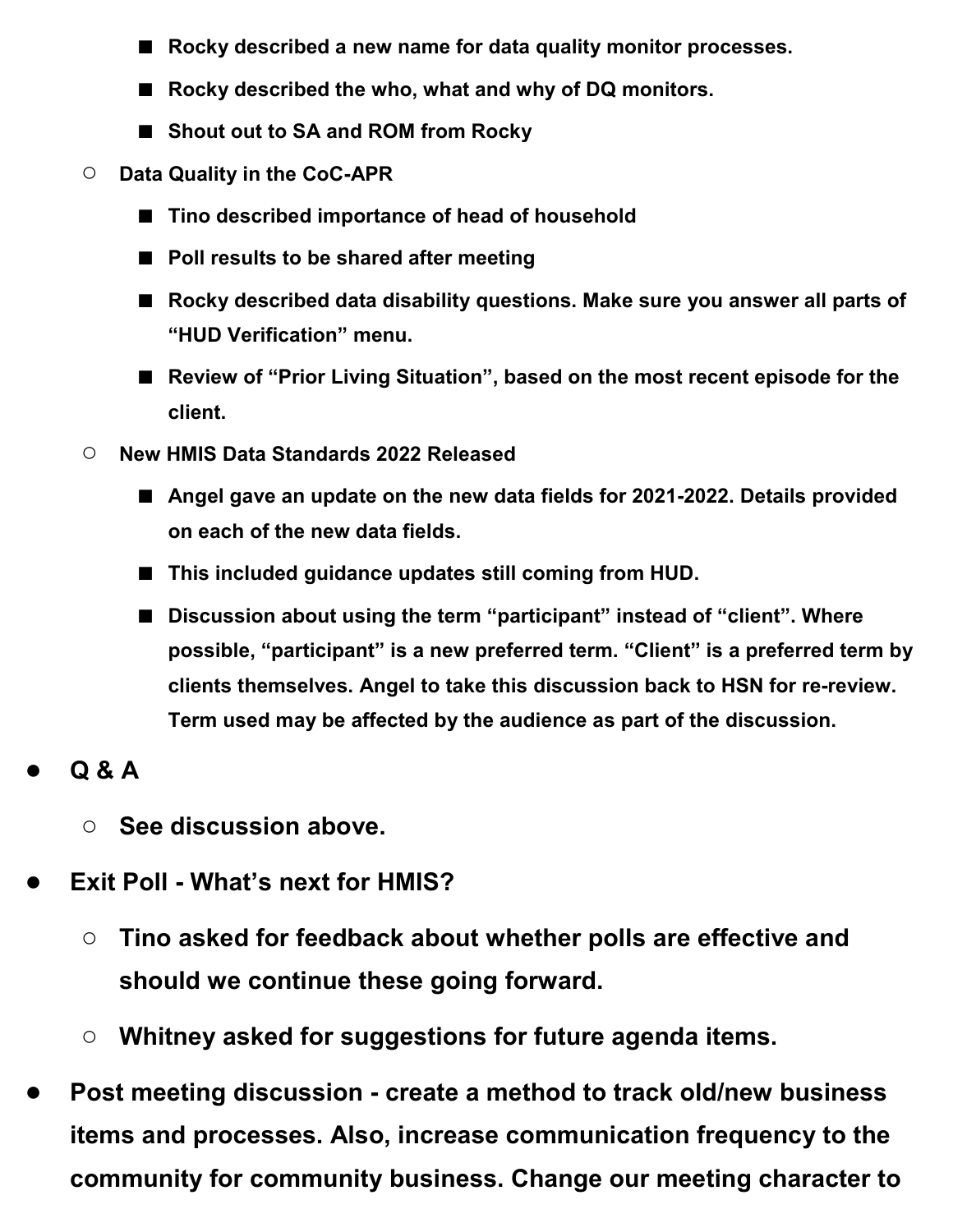- **Rocky described a new name for data quality monitor processes.**
      - **Rocky described the who, what and why of DQ monitors.**
      - **Shout out to SA and ROM from Rocky**
   - **Data Quality in the CoC-APR**
      - **Tino described importance of head of household**
      - **Poll results to be shared after meeting**
      - **Rocky described data disability questions. Make sure you answer all parts of "HUD Verification" menu.**
      - **Review of "Prior Living Situation", based on the most recent episode for the client.**
   - **New HMIS Data Standards 2022 Released**
      - **Angel gave an update on the new data fields for 2021-2022. Details provided on each of the new data fields.**
      - **This included guidance updates still coming from HUD.**
      - **Discussion about using the term "participant" instead of "client". Where possible, "participant" is a new preferred term. "Client" is a preferred term by clients themselves. Angel to take this discussion back to HSN for re-review. Term used may be affected by the audience as part of the discussion.**
- **Q & A**
   - **See discussion above.**
- **Exit Poll - What's next for HMIS?**
   - **Tino asked for feedback about whether polls are effective and should we continue these going forward.**
   - **Whitney asked for suggestions for future agenda items.**
- **Post meeting discussion - create a method to track old/new business items and processes. Also, increase communication frequency to the community for community business. Change our meeting character to**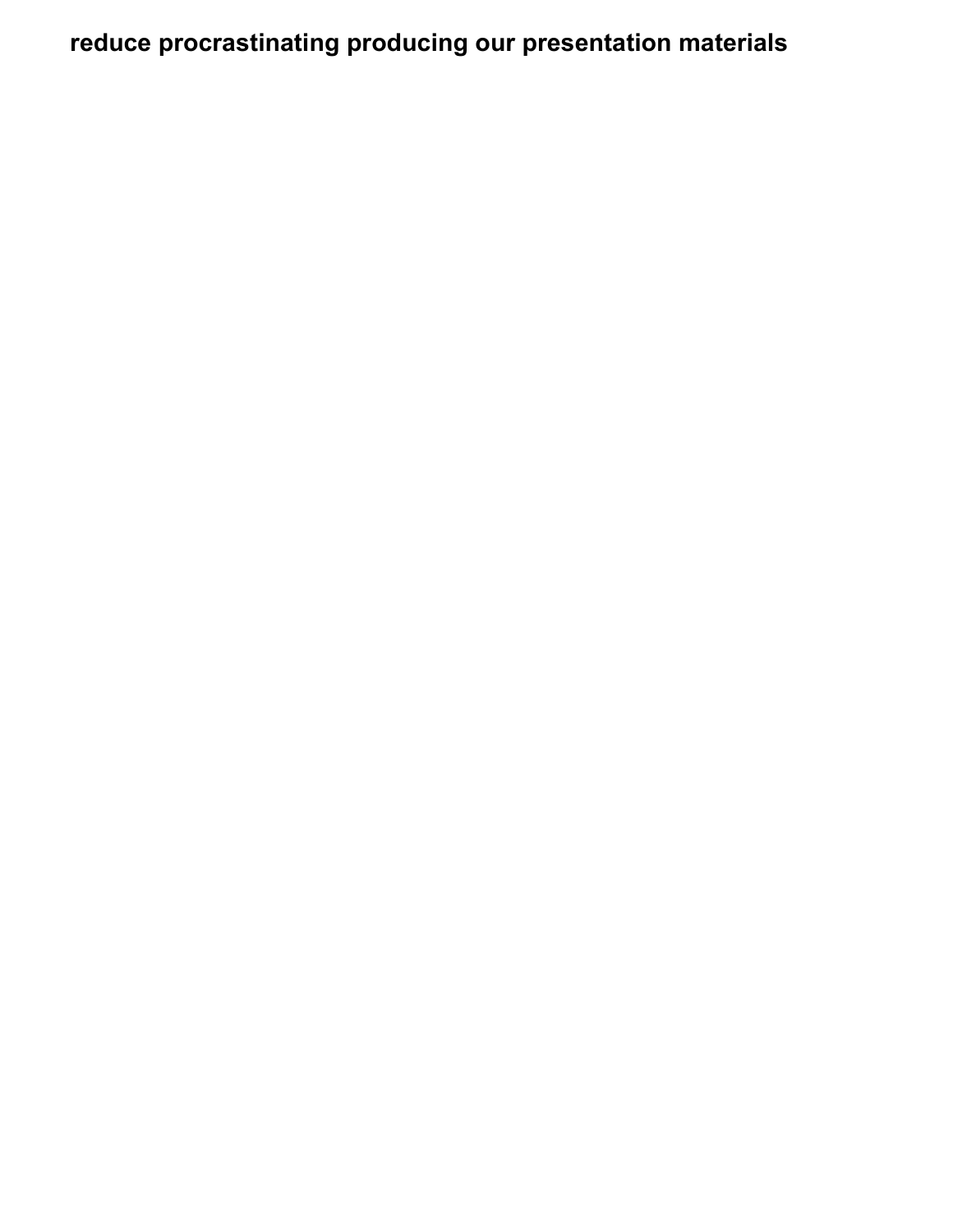**reduce procrastinating producing our presentation materials**